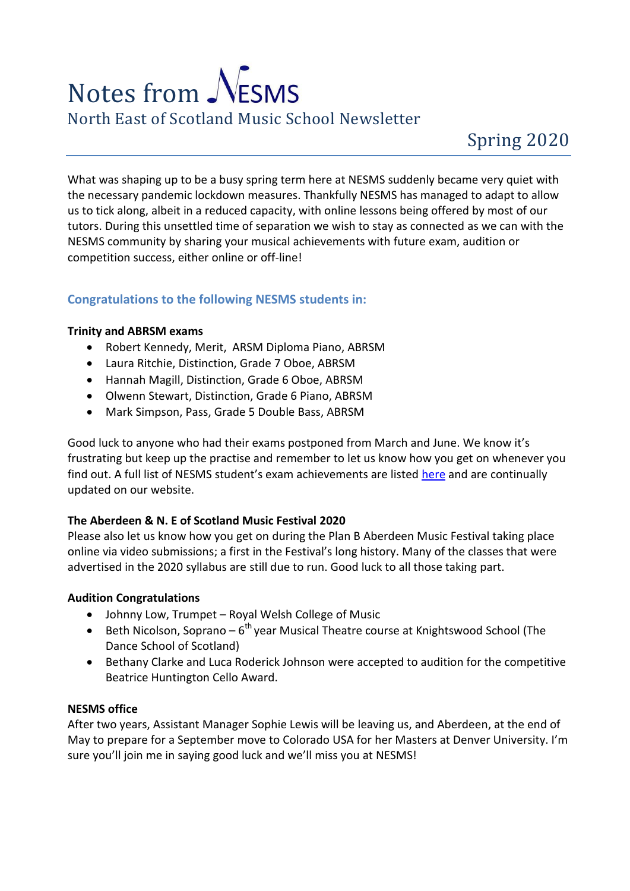# Notes from NESMS

North East of Scotland Music School Newsletter

Spring 2020

What was shaping up to be a busy spring term here at NESMS suddenly became very quiet with the necessary pandemic lockdown measures. Thankfully NESMS has managed to adapt to allow us to tick along, albeit in a reduced capacity, with online lessons being offered by most of our tutors. During this unsettled time of separation we wish to stay as connected as we can with the NESMS community by sharing your musical achievements with future exam, audition or competition success, either online or off-line!

## Congratulations to the following NESMS students in:

**Trinity and ABRSM exams**

- Robert Kennedy, Merit, ARSM Diploma Piano, ABRSM
- Laura Ritchie, Distinction, Grade 7 Oboe, ABRSM
- Hannah Magill, Distinction, Grade 6 Oboe, ABRSM
- Olwenn Stewart, Distinction, Grade 6 Piano, ABRSM
- Mark Simpson, Pass, Grade 5 Double Bass, ABRSM

Good luck to anyone who had their exams postponed from March and June. We know it's frustrating but keep up the practise and remember to let us know how you get on whenever you find out. A full list of NESMS student's exam achievements are listed here and are continually updated on our website.

**The Aberdeen & N. E of Scotland Music Festival 2020**

Please also let us know how you get on during the Plan B Aberdeen Music Festival taking place online via video submissions; a first in the Festival's long history. Many of the classes that were advertised in the 2020 syllabus are still due to run. Good luck to all those taking part.

**Audition Congratulations**

- Johnny Low, Trumpet – Royal Welsh College of Music
- Beth Nicolson, Soprano – 6th year Musical Theatre course at Knightswood School (The Dance School of Scotland)
- Bethany Clarke and Luca Roderick Johnson were accepted to audition for the competitive Beatrice Huntington Cello Award.

**NESMS office**

After two years, Assistant Manager Sophie Lewis will be leaving us, and Aberdeen, at the end of May to prepare for a September move to Colorado USA for her Masters at Denver University. I'm sure you'll join me in saying good luck and we'll miss you at NESMS!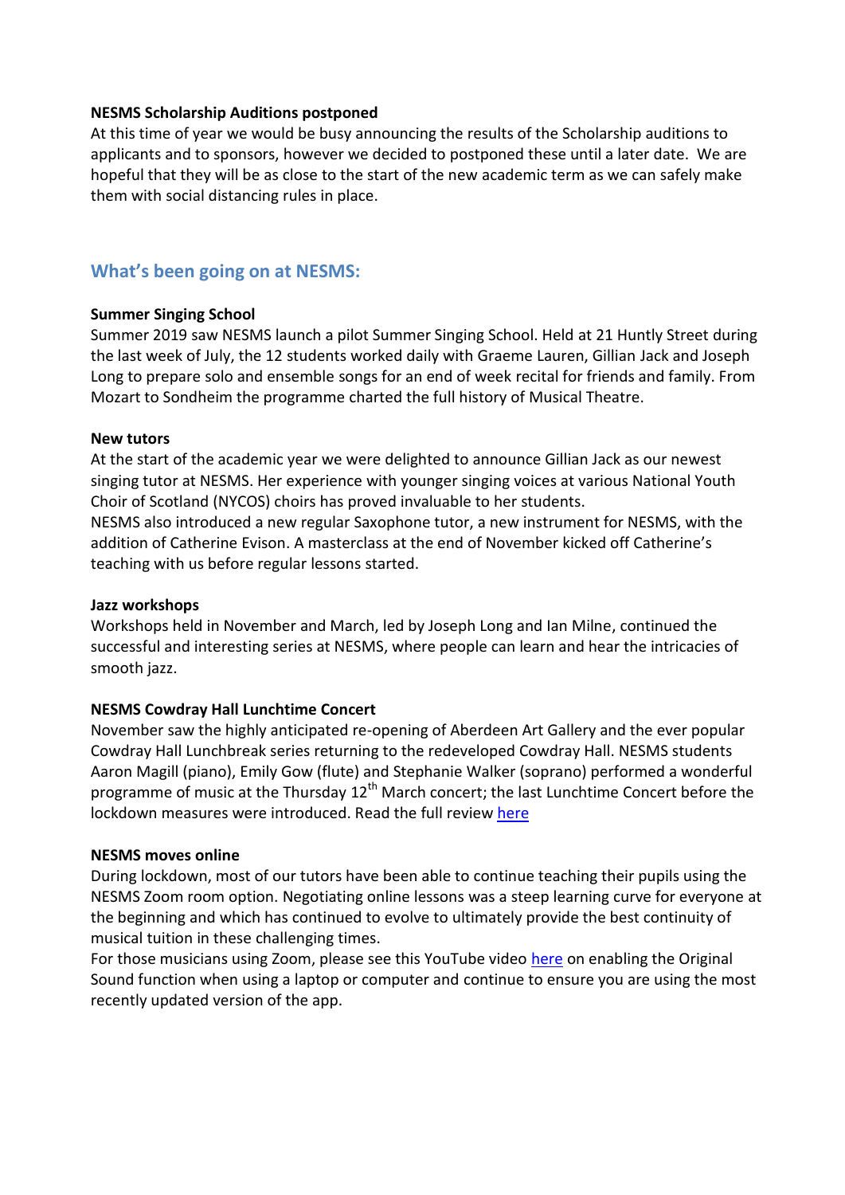**NESMS Scholarship Auditions postponed**

At this time of year we would be busy announcing the results of the Scholarship auditions to applicants and to sponsors, however we decided to postponed these until a later date. We are hopeful that they will be as close to the start of the new academic term as we can safely make them with social distancing rules in place.

## What's been going on at NESMS:

**Summer Singing School**

Summer 2019 saw NESMS launch a pilot Summer Singing School. Held at 21 Huntly Street during the last week of July, the 12 students worked daily with Graeme Lauren, Gillian Jack and Joseph Long to prepare solo and ensemble songs for an end of week recital for friends and family. From Mozart to Sondheim the programme charted the full history of Musical Theatre.

**New tutors**

At the start of the academic year we were delighted to announce Gillian Jack as our newest singing tutor at NESMS. Her experience with younger singing voices at various National Youth Choir of Scotland (NYCOS) choirs has proved invaluable to her students.

NESMS also introduced a new regular Saxophone tutor, a new instrument for NESMS, with the addition of Catherine Evison. A masterclass at the end of November kicked off Catherine's teaching with us before regular lessons started.

**Jazz workshops**

Workshops held in November and March, led by Joseph Long and Ian Milne, continued the successful and interesting series at NESMS, where people can learn and hear the intricacies of smooth jazz.

**NESMS Cowdray Hall Lunchtime Concert**

November saw the highly anticipated re-opening of Aberdeen Art Gallery and the ever popular Cowdray Hall Lunchbreak series returning to the redeveloped Cowdray Hall. NESMS students Aaron Magill (piano), Emily Gow (flute) and Stephanie Walker (soprano) performed a wonderful programme of music at the Thursday 12th March concert; the last Lunchtime Concert before the lockdown measures were introduced. Read the full review here

**NESMS moves online**

During lockdown, most of our tutors have been able to continue teaching their pupils using the NESMS Zoom room option. Negotiating online lessons was a steep learning curve for everyone at the beginning and which has continued to evolve to ultimately provide the best continuity of musical tuition in these challenging times.

For those musicians using Zoom, please see this YouTube video here on enabling the Original Sound function when using a laptop or computer and continue to ensure you are using the most recently updated version of the app.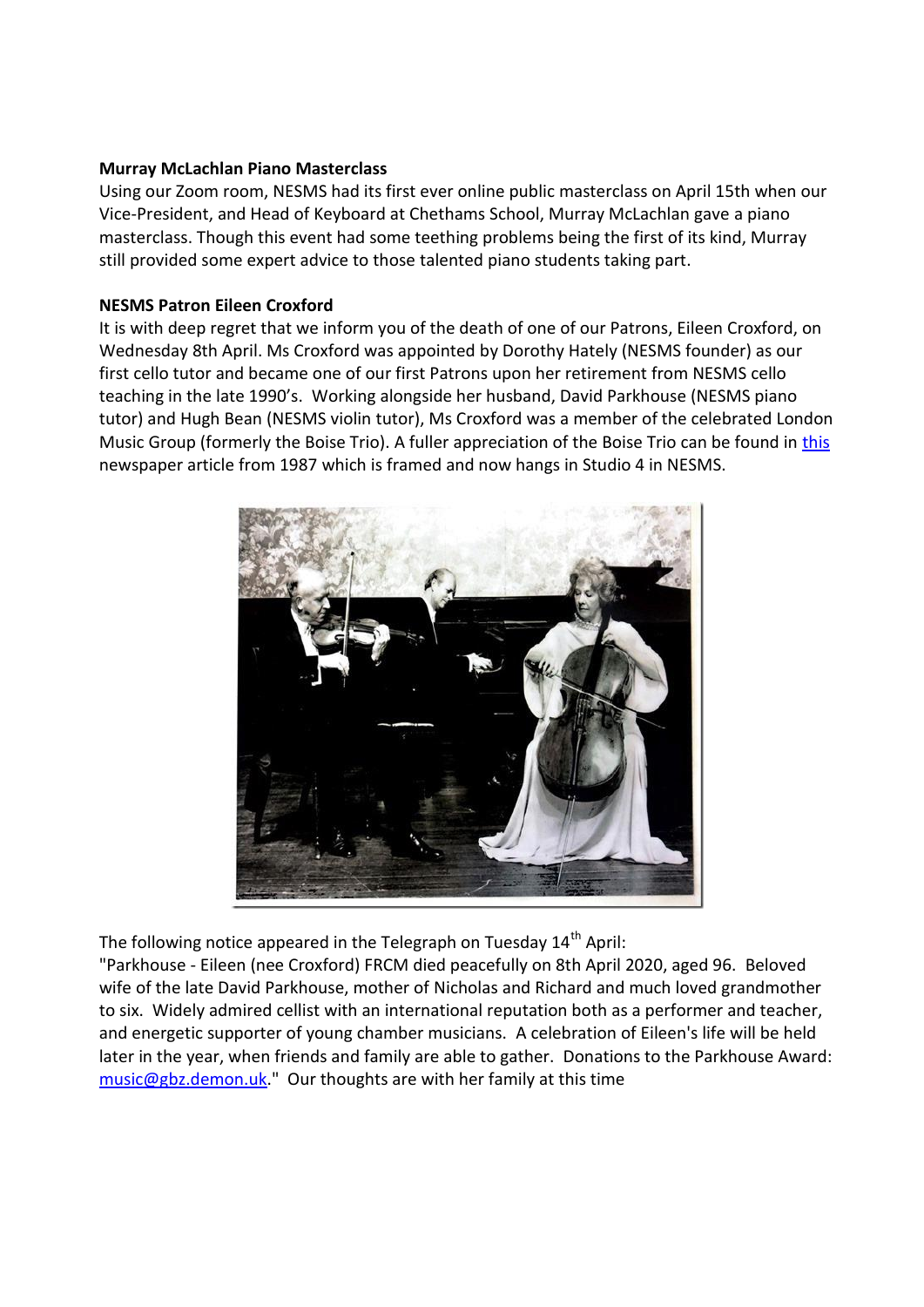**Murray McLachlan Piano Masterclass**

Using our Zoom room, NESMS had its first ever online public masterclass on April 15th when our Vice-President, and Head of Keyboard at Chethams School, Murray McLachlan gave a piano masterclass. Though this event had some teething problems being the first of its kind, Murray still provided some expert advice to those talented piano students taking part.

**NESMS Patron Eileen Croxford**

It is with deep regret that we inform you of the death of one of our Patrons, Eileen Croxford, on Wednesday 8th April. Ms Croxford was appointed by Dorothy Hately (NESMS founder) as our first cello tutor and became one of our first Patrons upon her retirement from NESMS cello teaching in the late 1990's. Working alongside her husband, David Parkhouse (NESMS piano tutor) and Hugh Bean (NESMS violin tutor), Ms Croxford was a member of the celebrated London Music Group (formerly the Boise Trio). A fuller appreciation of the Boise Trio can be found in this newspaper article from 1987 which is framed and now hangs in Studio 4 in NESMS.

The following notice appeared in the Telegraph on Tuesday 14th April:

"Parkhouse - Eileen (nee Croxford) FRCM died peacefully on 8th April 2020, aged 96. Beloved wife of the late David Parkhouse, mother of Nicholas and Richard and much loved grandmother to six. Widely admired cellist with an international reputation both as a performer and teacher, and energetic supporter of young chamber musicians. A celebration of Eileen's life will be held later in the year, when friends and family are able to gather. Donations to the Parkhouse Award: music@gbz.demon.uk." Our thoughts are with her family at this time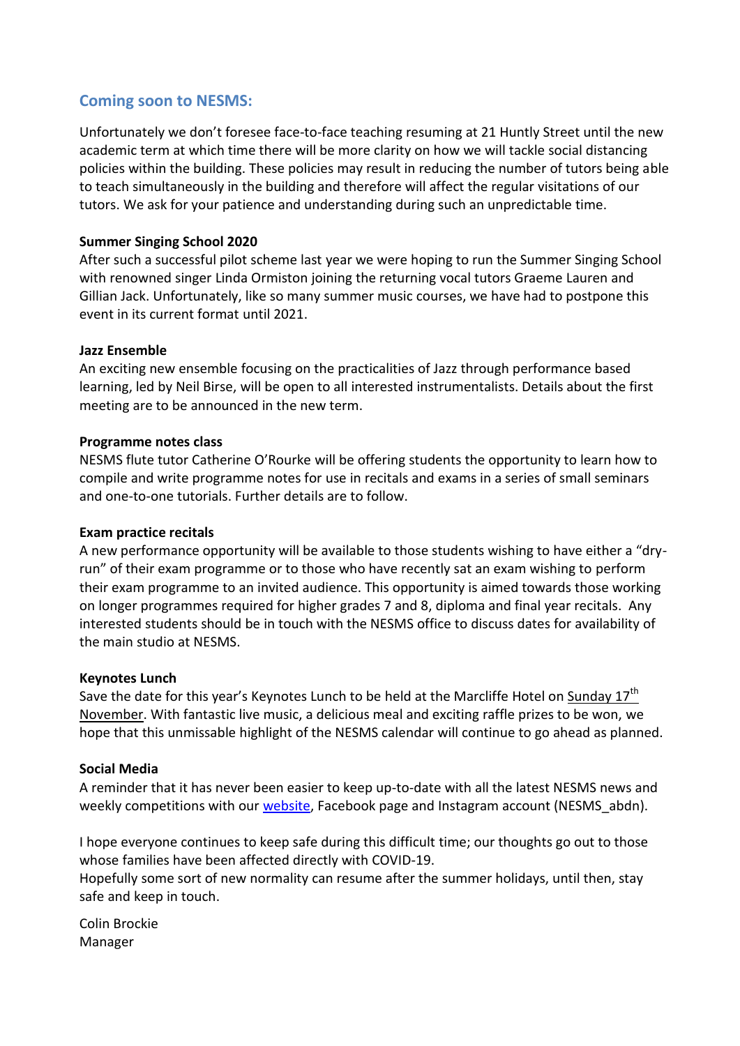## Coming soon to NESMS:

Unfortunately we don't foresee face-to-face teaching resuming at 21 Huntly Street until the new academic term at which time there will be more clarity on how we will tackle social distancing policies within the building. These policies may result in reducing the number of tutors being able to teach simultaneously in the building and therefore will affect the regular visitations of our tutors. We ask for your patience and understanding during such an unpredictable time.

**Summer Singing School 2020**
After such a successful pilot scheme last year we were hoping to run the Summer Singing School with renowned singer Linda Ormiston joining the returning vocal tutors Graeme Lauren and Gillian Jack. Unfortunately, like so many summer music courses, we have had to postpone this event in its current format until 2021.

**Jazz Ensemble**
An exciting new ensemble focusing on the practicalities of Jazz through performance based learning, led by Neil Birse, will be open to all interested instrumentalists. Details about the first meeting are to be announced in the new term.

**Programme notes class**
NESMS flute tutor Catherine O'Rourke will be offering students the opportunity to learn how to compile and write programme notes for use in recitals and exams in a series of small seminars and one-to-one tutorials. Further details are to follow.

**Exam practice recitals**
A new performance opportunity will be available to those students wishing to have either a "dry-run" of their exam programme or to those who have recently sat an exam wishing to perform their exam programme to an invited audience. This opportunity is aimed towards those working on longer programmes required for higher grades 7 and 8, diploma and final year recitals. Any interested students should be in touch with the NESMS office to discuss dates for availability of the main studio at NESMS.

**Keynotes Lunch**
Save the date for this year's Keynotes Lunch to be held at the Marcliffe Hotel on Sunday 17th November. With fantastic live music, a delicious meal and exciting raffle prizes to be won, we hope that this unmissable highlight of the NESMS calendar will continue to go ahead as planned.

**Social Media**
A reminder that it has never been easier to keep up-to-date with all the latest NESMS news and weekly competitions with our website, Facebook page and Instagram account (NESMS_abdn).

I hope everyone continues to keep safe during this difficult time; our thoughts go out to those whose families have been affected directly with COVID-19.
Hopefully some sort of new normality can resume after the summer holidays, until then, stay safe and keep in touch.

Colin Brockie
Manager